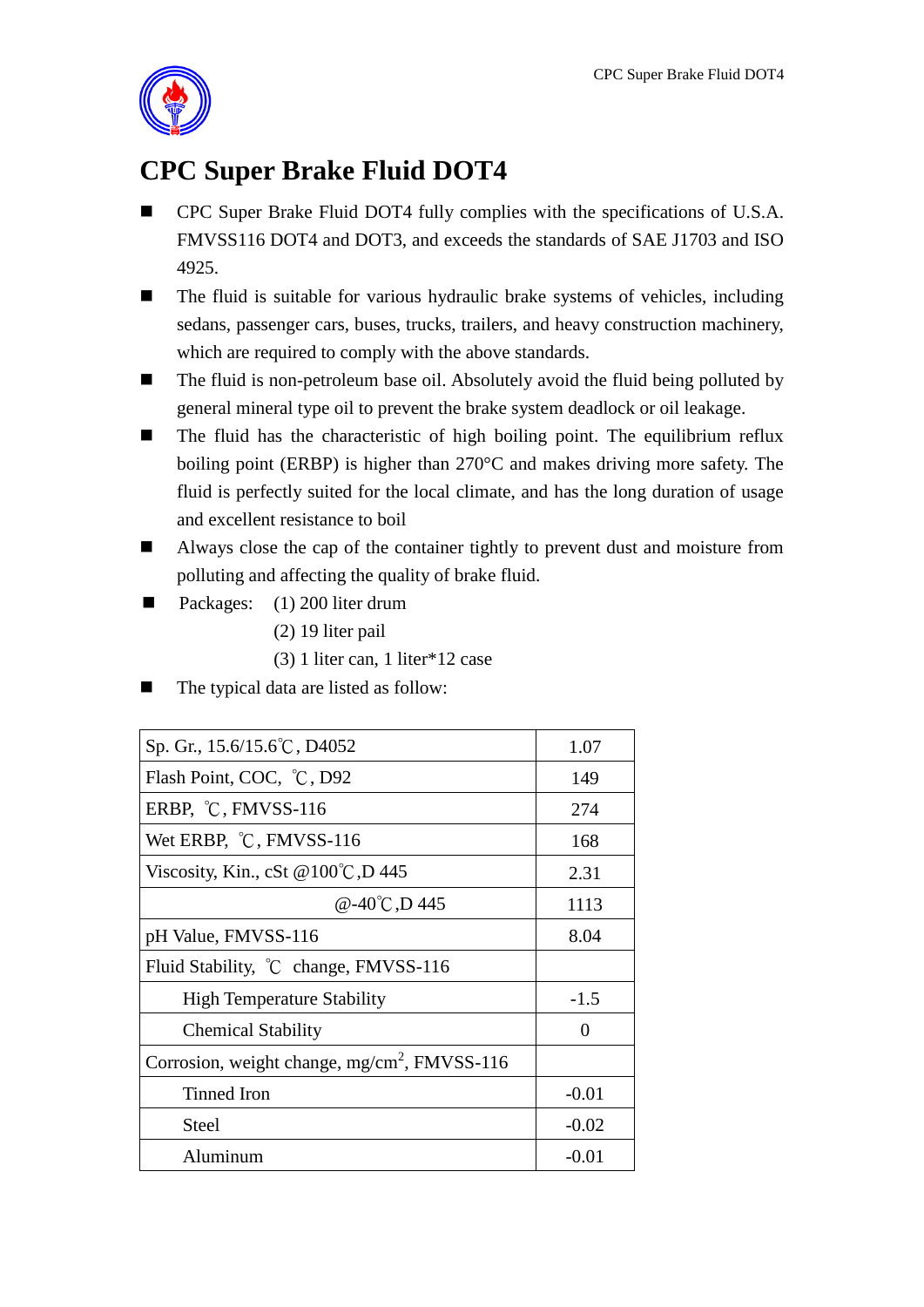# CPC Super Brake Fluid DOT4

- CPC Super Brake Fluid DOT4 fully complies with the specifications of U.S.A. FMVSS116 DOT4 and DOT3, and exceeds the standards of SAE J1703 and ISO 4925.
- The fluid is suitable for various hydraulic brake systems of vehicles, including sedans, passenger cars, buses, trucks, trailers, and heavy construction machinery, which are required to comply with the above standards.
- The fluid is non-petroleum base oil. Absolutely avoid the fluid being polluted by general mineral type oil to prevent the brake system deadlock or oil leakage.
- The fluid has the characteristic of high boiling point. The equilibrium reflux boiling point (ERBP) is higher than 270°C and makes driving more safety. The fluid is perfectly suited for the local climate, and has the long duration of usage and excellent resistance to boil
- Always close the cap of the container tightly to prevent dust and moisture from polluting and affecting the quality of brake fluid.
- Packages: (1) 200 liter drum
  (2) 19 liter pail
  (3) 1 liter can, 1 liter*12 case
- The typical data are listed as follow:

| Property | Value |
|---|---|
| Sp. Gr., 15.6/15.6℃, D4052 | 1.07 |
| Flash Point, COC, ℃, D92 | 149 |
| ERBP, ℃, FMVSS-116 | 274 |
| Wet ERBP, ℃, FMVSS-116 | 168 |
| Viscosity, Kin., cSt @100℃,D 445 | 2.31 |
| @-40℃,D 445 | 1113 |
| pH Value, FMVSS-116 | 8.04 |
| Fluid Stability, ℃ change, FMVSS-116 | |
| High Temperature Stability | -1.5 |
| Chemical Stability | 0 |
| Corrosion, weight change, $mg/cm^2$, FMVSS-116 | |
| Tinned Iron | -0.01 |
| Steel | -0.02 |
| Aluminum | -0.01 |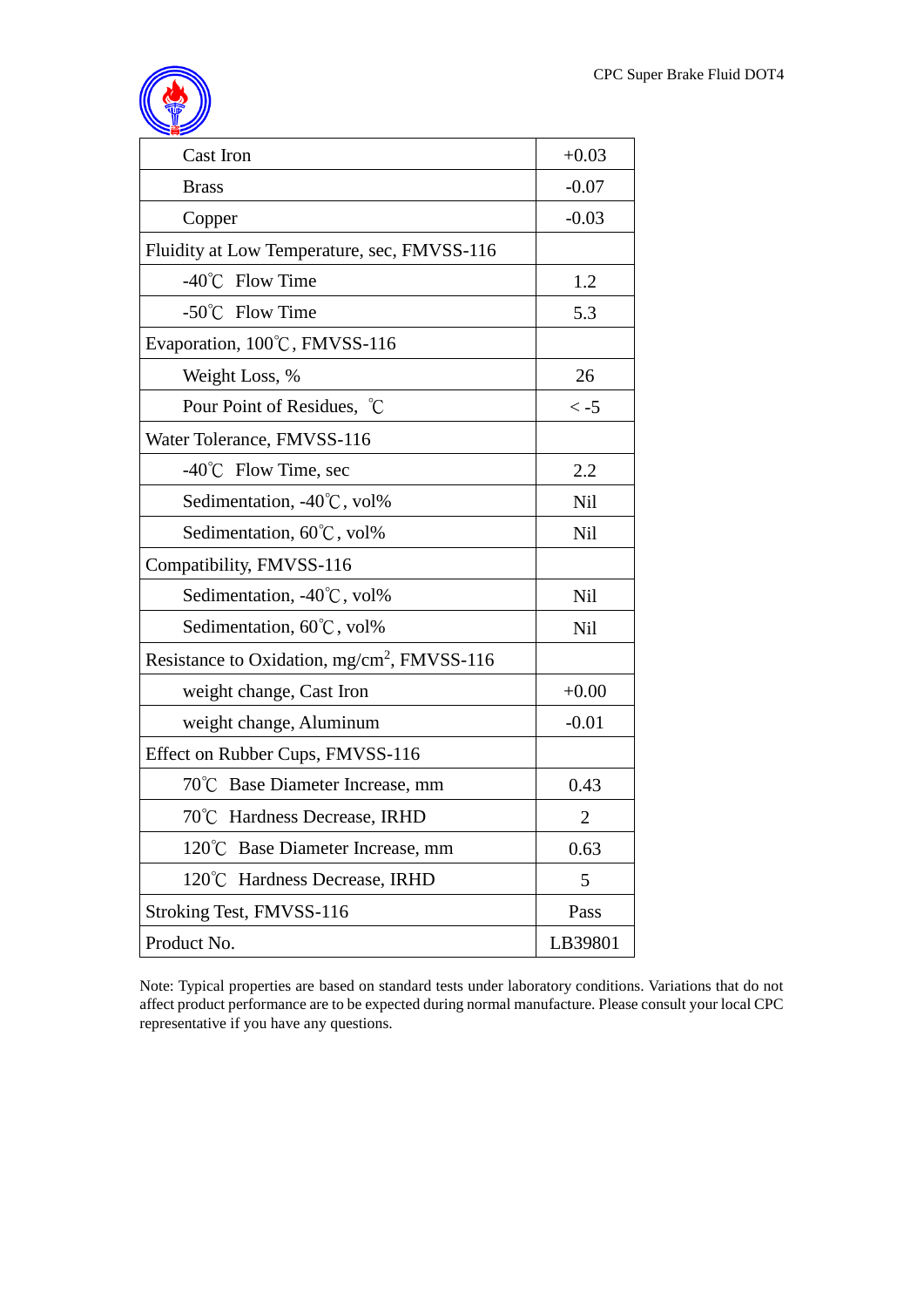| | |
|---|---|
| Cast Iron | +0.03 |
| Brass | -0.07 |
| Copper | -0.03 |
| Fluidity at Low Temperature, sec, FMVSS-116 | |
| -40℃ Flow Time | 1.2 |
| -50℃ Flow Time | 5.3 |
| Evaporation, 100℃, FMVSS-116 | |
| Weight Loss, % | 26 |
| Pour Point of Residues, ℃ | < -5 |
| Water Tolerance, FMVSS-116 | |
| -40℃ Flow Time, sec | 2.2 |
| Sedimentation, -40℃, vol% | Nil |
| Sedimentation, 60℃, vol% | Nil |
| Compatibility, FMVSS-116 | |
| Sedimentation, -40℃, vol% | Nil |
| Sedimentation, 60℃, vol% | Nil |
| Resistance to Oxidation, $mg/cm^2$, FMVSS-116 | |
| weight change, Cast Iron | +0.00 |
| weight change, Aluminum | -0.01 |
| Effect on Rubber Cups, FMVSS-116 | |
| 70℃ Base Diameter Increase, mm | 0.43 |
| 70℃ Hardness Decrease, IRHD | 2 |
| 120℃ Base Diameter Increase, mm | 0.63 |
| 120℃ Hardness Decrease, IRHD | 5 |
| Stroking Test, FMVSS-116 | Pass |
| Product No. | LB39801 |

Note: Typical properties are based on standard tests under laboratory conditions. Variations that do not affect product performance are to be expected during normal manufacture. Please consult your local CPC representative if you have any questions.